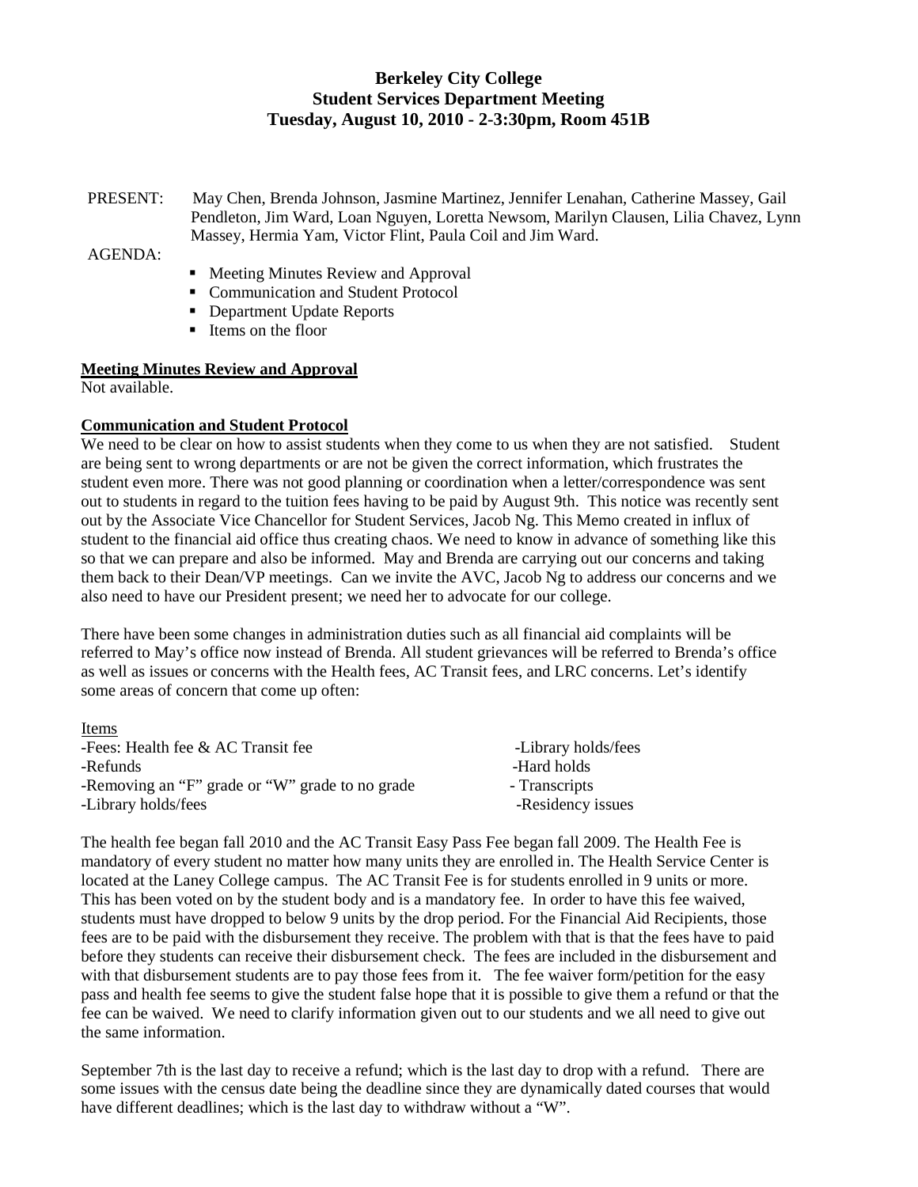# Berkeley City College
## Student Services Department Meeting
### Tuesday, August 10, 2010 - 2-3:30pm, Room 451B

PRESENT: May Chen, Brenda Johnson, Jasmine Martinez, Jennifer Lenahan, Catherine Massey, Gail Pendleton, Jim Ward, Loan Nguyen, Loretta Newsom, Marilyn Clausen, Lilia Chavez, Lynn Massey, Hermia Yam, Victor Flint, Paula Coil and Jim Ward.

AGENDA:

- Meeting Minutes Review and Approval
- Communication and Student Protocol
- Department Update Reports
- Items on the floor

**Meeting Minutes Review and Approval**

Not available.

**Communication and Student Protocol**

We need to be clear on how to assist students when they come to us when they are not satisfied. Student are being sent to wrong departments or are not be given the correct information, which frustrates the student even more. There was not good planning or coordination when a letter/correspondence was sent out to students in regard to the tuition fees having to be paid by August 9th. This notice was recently sent out by the Associate Vice Chancellor for Student Services, Jacob Ng. This Memo created in influx of student to the financial aid office thus creating chaos. We need to know in advance of something like this so that we can prepare and also be informed. May and Brenda are carrying out our concerns and taking them back to their Dean/VP meetings. Can we invite the AVC, Jacob Ng to address our concerns and we also need to have our President present; we need her to advocate for our college.

There have been some changes in administration duties such as all financial aid complaints will be referred to May's office now instead of Brenda. All student grievances will be referred to Brenda's office as well as issues or concerns with the Health fees, AC Transit fees, and LRC concerns. Let's identify some areas of concern that come up often:

Items

- -Fees: Health fee & AC Transit fee
- -Refunds
- -Removing an "F" grade or "W" grade to no grade
- -Library holds/fees
- -Library holds/fees
- -Hard holds
- - Transcripts
- -Residency issues

The health fee began fall 2010 and the AC Transit Easy Pass Fee began fall 2009. The Health Fee is mandatory of every student no matter how many units they are enrolled in. The Health Service Center is located at the Laney College campus. The AC Transit Fee is for students enrolled in 9 units or more. This has been voted on by the student body and is a mandatory fee. In order to have this fee waived, students must have dropped to below 9 units by the drop period. For the Financial Aid Recipients, those fees are to be paid with the disbursement they receive. The problem with that is that the fees have to paid before they students can receive their disbursement check. The fees are included in the disbursement and with that disbursement students are to pay those fees from it. The fee waiver form/petition for the easy pass and health fee seems to give the student false hope that it is possible to give them a refund or that the fee can be waived. We need to clarify information given out to our students and we all need to give out the same information.

September 7th is the last day to receive a refund; which is the last day to drop with a refund. There are some issues with the census date being the deadline since they are dynamically dated courses that would have different deadlines; which is the last day to withdraw without a "W".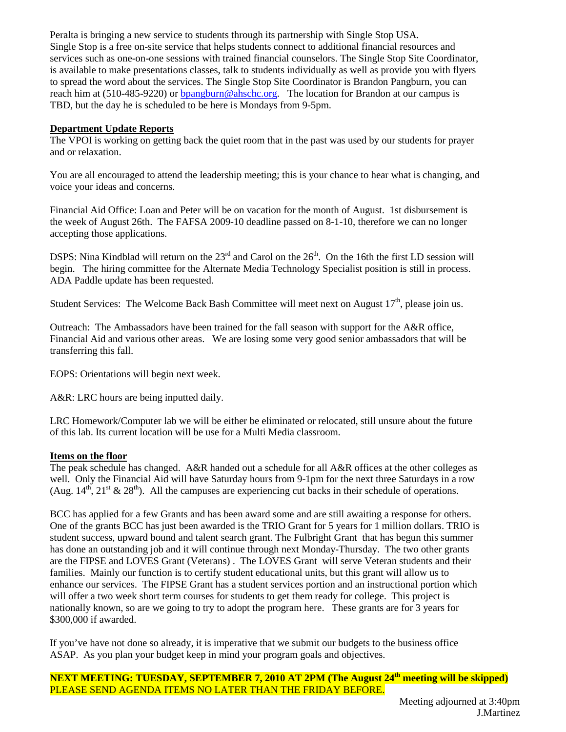Peralta is bringing a new service to students through its partnership with Single Stop USA. Single Stop is a free on-site service that helps students connect to additional financial resources and services such as one-on-one sessions with trained financial counselors. The Single Stop Site Coordinator, is available to make presentations classes, talk to students individually as well as provide you with flyers to spread the word about the services. The Single Stop Site Coordinator is Brandon Pangburn, you can reach him at (510-485-9220) or [bpangburn@ahschc.org](mailto:bpangburn@ahschc.org). The location for Brandon at our campus is TBD, but the day he is scheduled to be here is Mondays from 9-5pm.

**Department Update Reports**

The VPOI is working on getting back the quiet room that in the past was used by our students for prayer and or relaxation.

You are all encouraged to attend the leadership meeting; this is your chance to hear what is changing, and voice your ideas and concerns.

Financial Aid Office: Loan and Peter will be on vacation for the month of August. 1st disbursement is the week of August 26th. The FAFSA 2009-10 deadline passed on 8-1-10, therefore we can no longer accepting those applications.

DSPS: Nina Kindblad will return on the 23rd and Carol on the 26th. On the 16th the first LD session will begin. The hiring committee for the Alternate Media Technology Specialist position is still in process. ADA Paddle update has been requested.

Student Services: The Welcome Back Bash Committee will meet next on August 17th, please join us.

Outreach: The Ambassadors have been trained for the fall season with support for the A&R office, Financial Aid and various other areas. We are losing some very good senior ambassadors that will be transferring this fall.

EOPS: Orientations will begin next week.

A&R: LRC hours are being inputted daily.

LRC Homework/Computer lab we will be either be eliminated or relocated, still unsure about the future of this lab. Its current location will be use for a Multi Media classroom.

**Items on the floor**

The peak schedule has changed. A&R handed out a schedule for all A&R offices at the other colleges as well. Only the Financial Aid will have Saturday hours from 9-1pm for the next three Saturdays in a row (Aug. 14th, 21st & 28th). All the campuses are experiencing cut backs in their schedule of operations.

BCC has applied for a few Grants and has been award some and are still awaiting a response for others. One of the grants BCC has just been awarded is the TRIO Grant for 5 years for 1 million dollars. TRIO is student success, upward bound and talent search grant. The Fulbright Grant that has begun this summer has done an outstanding job and it will continue through next Monday-Thursday. The two other grants are the FIPSE and LOVES Grant (Veterans) . The LOVES Grant will serve Veteran students and their families. Mainly our function is to certify student educational units, but this grant will allow us to enhance our services. The FIPSE Grant has a student services portion and an instructional portion which will offer a two week short term courses for students to get them ready for college. This project is nationally known, so are we going to try to adopt the program here. These grants are for 3 years for $300,000 if awarded.

If you've have not done so already, it is imperative that we submit our budgets to the business office ASAP. As you plan your budget keep in mind your program goals and objectives.

**NEXT MEETING: TUESDAY, SEPTEMBER 7, 2010 AT 2PM (The August 24th meeting will be skipped)**
PLEASE SEND AGENDA ITEMS NO LATER THAN THE FRIDAY BEFORE.

Meeting adjourned at 3:40pm
J.Martinez